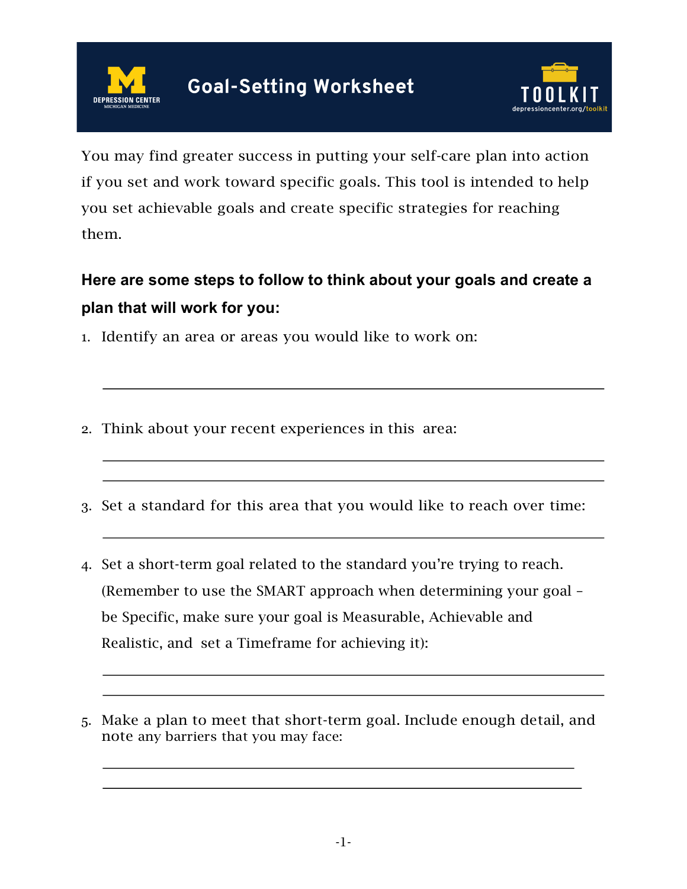# Goal-Setting Worksheet

You may find greater success in putting your self-care plan into action if you set and work toward specific goals. This tool is intended to help you set achievable goals and create specific strategies for reaching them.

**Here are some steps to follow to think about your goals and create a plan that will work for you:**

1. Identify an area or areas you would like to work on:

   ______________________________________________________________

2. Think about your recent experiences in this area:

   ______________________________________________________________

   ______________________________________________________________

3. Set a standard for this area that you would like to reach over time:

   ______________________________________________________________

4. Set a short-term goal related to the standard you're trying to reach. (Remember to use the SMART approach when determining your goal – be Specific, make sure your goal is Measurable, Achievable and Realistic, and set a Timeframe for achieving it):

   ______________________________________________________________

   ______________________________________________________________

5. Make a plan to meet that short-term goal. Include enough detail, and note any barriers that you may face:

   ______________________________________________________________

   ______________________________________________________________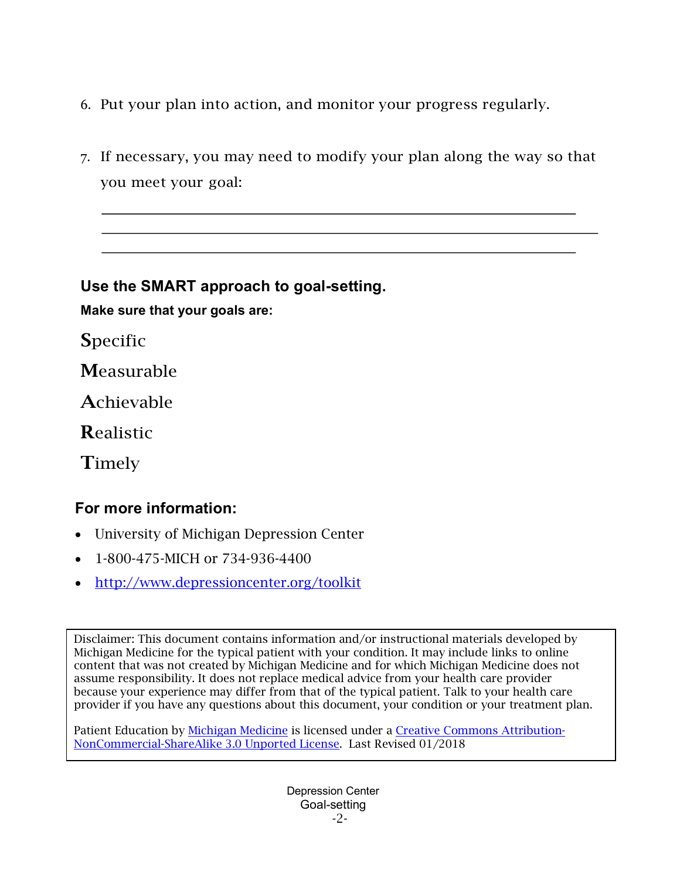6. Put your plan into action, and monitor your progress regularly.

7. If necessary, you may need to modify your plan along the way so that you meet your goal:

   ______________________________________________________________
   ______________________________________________________________
   ______________________________________________________________

## Use the SMART approach to goal-setting.

**Make sure that your goals are:**

**S**pecific

**M**easurable

**A**chievable

**R**ealistic

**T**imely

## For more information:

- University of Michigan Depression Center
- 1-800-475-MICH or 734-936-4400
- http://www.depressioncenter.org/toolkit

Disclaimer: This document contains information and/or instructional materials developed by Michigan Medicine for the typical patient with your condition. It may include links to online content that was not created by Michigan Medicine and for which Michigan Medicine does not assume responsibility. It does not replace medical advice from your health care provider because your experience may differ from that of the typical patient. Talk to your health care provider if you have any questions about this document, your condition or your treatment plan.

Patient Education by Michigan Medicine is licensed under a Creative Commons Attribution-NonCommercial-ShareAlike 3.0 Unported License. Last Revised 01/2018